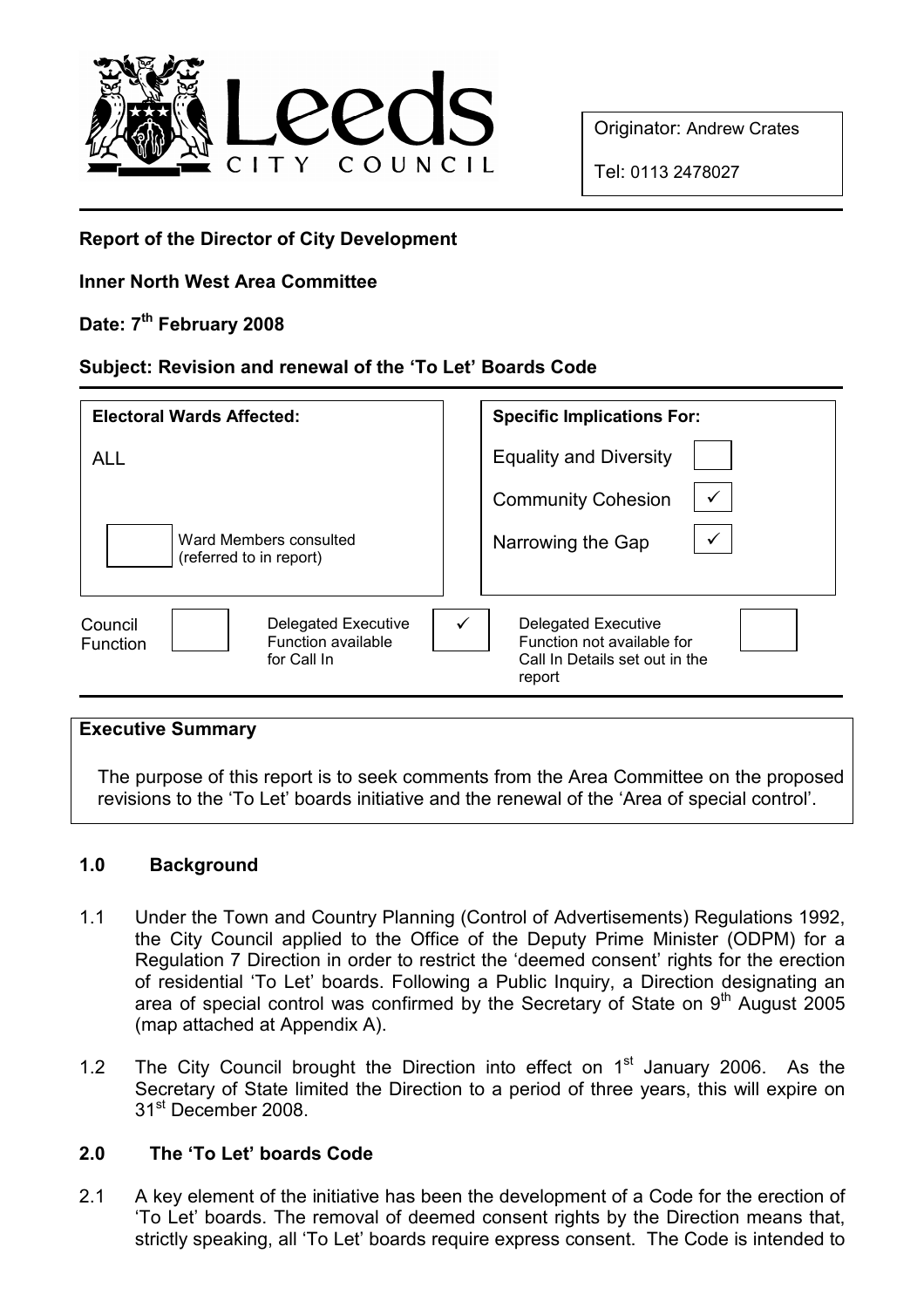Originator: Andrew Crates

Tel: 0113 2478027

**Report of the Director of City Development**

**Inner North West Area Committee**

**Date: 7th February 2008**

**Subject: Revision and renewal of the 'To Let' Boards Code**

| **Electoral Wards Affected:** | **Specific Implications For:** | |
|---|---|---|
| ALL | Equality and Diversity | |
| | Community Cohesion | ✓ |
| Ward Members consulted (referred to in report) | Narrowing the Gap | ✓ |

| Council Function | | Delegated Executive Function available for Call In | ✓ | Delegated Executive Function not available for Call In Details set out in the report | |
|---|---|---|---|---|---|

**Executive Summary**

The purpose of this report is to seek comments from the Area Committee on the proposed revisions to the 'To Let' boards initiative and the renewal of the 'Area of special control'.

## 1.0 Background

1.1 Under the Town and Country Planning (Control of Advertisements) Regulations 1992, the City Council applied to the Office of the Deputy Prime Minister (ODPM) for a Regulation 7 Direction in order to restrict the 'deemed consent' rights for the erection of residential 'To Let' boards. Following a Public Inquiry, a Direction designating an area of special control was confirmed by the Secretary of State on 9th August 2005 (map attached at Appendix A).

1.2 The City Council brought the Direction into effect on 1st January 2006. As the Secretary of State limited the Direction to a period of three years, this will expire on 31st December 2008.

## 2.0 The 'To Let' boards Code

2.1 A key element of the initiative has been the development of a Code for the erection of 'To Let' boards. The removal of deemed consent rights by the Direction means that, strictly speaking, all 'To Let' boards require express consent. The Code is intended to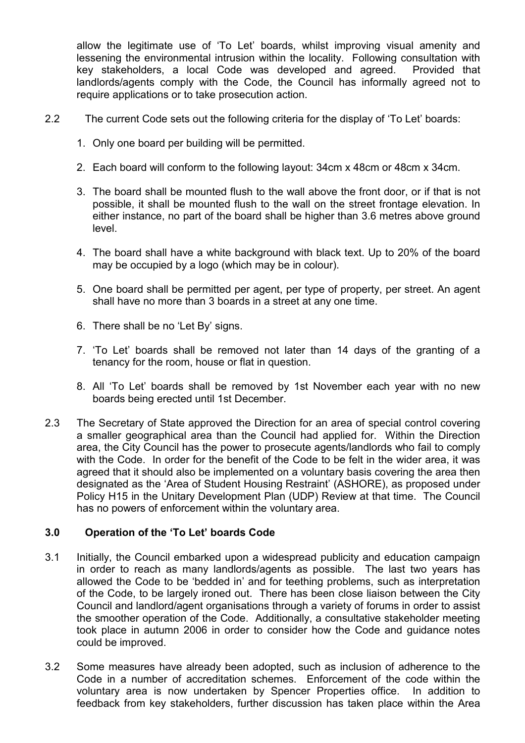allow the legitimate use of 'To Let' boards, whilst improving visual amenity and lessening the environmental intrusion within the locality. Following consultation with key stakeholders, a local Code was developed and agreed. Provided that landlords/agents comply with the Code, the Council has informally agreed not to require applications or to take prosecution action.

2.2 The current Code sets out the following criteria for the display of 'To Let' boards:

1. Only one board per building will be permitted.
2. Each board will conform to the following layout: 34cm x 48cm or 48cm x 34cm.
3. The board shall be mounted flush to the wall above the front door, or if that is not possible, it shall be mounted flush to the wall on the street frontage elevation. In either instance, no part of the board shall be higher than 3.6 metres above ground level.
4. The board shall have a white background with black text. Up to 20% of the board may be occupied by a logo (which may be in colour).
5. One board shall be permitted per agent, per type of property, per street. An agent shall have no more than 3 boards in a street at any one time.
6. There shall be no 'Let By' signs.
7. 'To Let' boards shall be removed not later than 14 days of the granting of a tenancy for the room, house or flat in question.
8. All 'To Let' boards shall be removed by 1st November each year with no new boards being erected until 1st December.

2.3 The Secretary of State approved the Direction for an area of special control covering a smaller geographical area than the Council had applied for. Within the Direction area, the City Council has the power to prosecute agents/landlords who fail to comply with the Code. In order for the benefit of the Code to be felt in the wider area, it was agreed that it should also be implemented on a voluntary basis covering the area then designated as the 'Area of Student Housing Restraint' (ASHORE), as proposed under Policy H15 in the Unitary Development Plan (UDP) Review at that time. The Council has no powers of enforcement within the voluntary area.

## 3.0 Operation of the 'To Let' boards Code

3.1 Initially, the Council embarked upon a widespread publicity and education campaign in order to reach as many landlords/agents as possible. The last two years has allowed the Code to be 'bedded in' and for teething problems, such as interpretation of the Code, to be largely ironed out. There has been close liaison between the City Council and landlord/agent organisations through a variety of forums in order to assist the smoother operation of the Code. Additionally, a consultative stakeholder meeting took place in autumn 2006 in order to consider how the Code and guidance notes could be improved.

3.2 Some measures have already been adopted, such as inclusion of adherence to the Code in a number of accreditation schemes. Enforcement of the code within the voluntary area is now undertaken by Spencer Properties office. In addition to feedback from key stakeholders, further discussion has taken place within the Area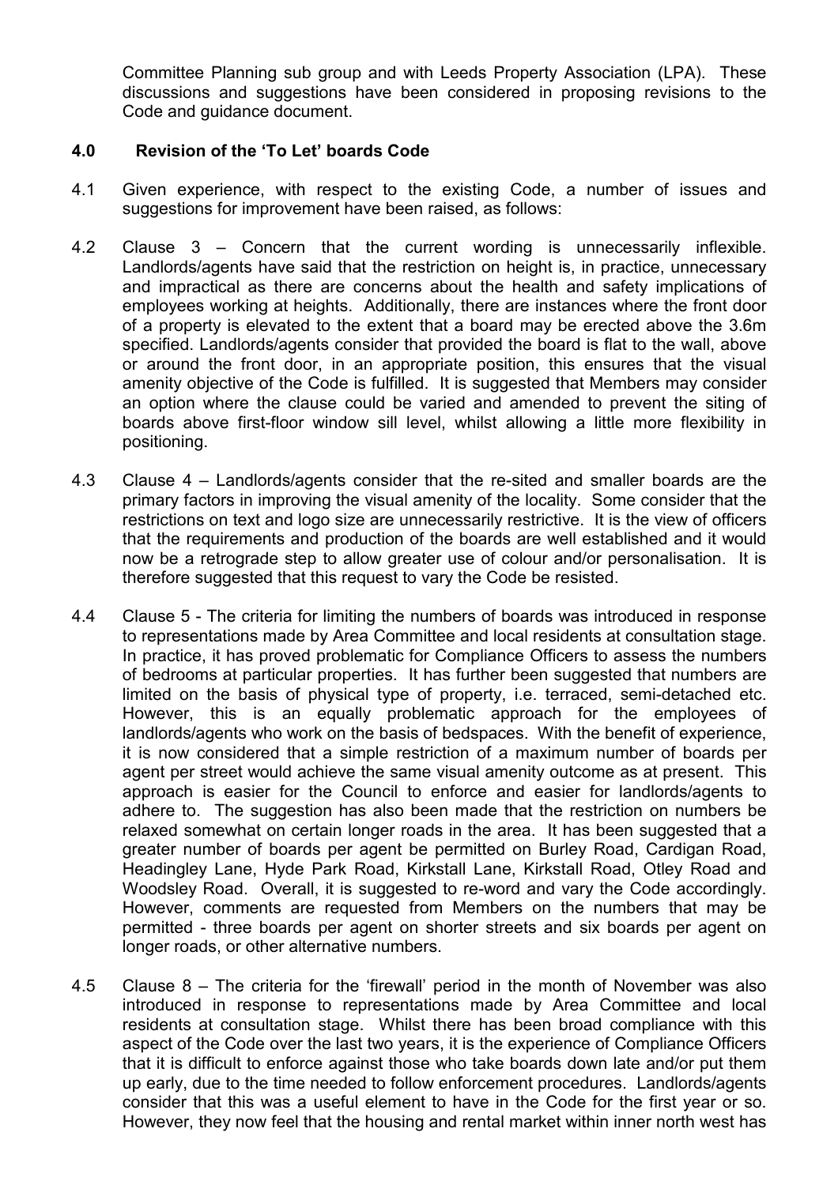Committee Planning sub group and with Leeds Property Association (LPA). These discussions and suggestions have been considered in proposing revisions to the Code and guidance document.

## 4.0 Revision of the 'To Let' boards Code

4.1 Given experience, with respect to the existing Code, a number of issues and suggestions for improvement have been raised, as follows:

4.2 Clause 3 – Concern that the current wording is unnecessarily inflexible. Landlords/agents have said that the restriction on height is, in practice, unnecessary and impractical as there are concerns about the health and safety implications of employees working at heights. Additionally, there are instances where the front door of a property is elevated to the extent that a board may be erected above the 3.6m specified. Landlords/agents consider that provided the board is flat to the wall, above or around the front door, in an appropriate position, this ensures that the visual amenity objective of the Code is fulfilled. It is suggested that Members may consider an option where the clause could be varied and amended to prevent the siting of boards above first-floor window sill level, whilst allowing a little more flexibility in positioning.

4.3 Clause 4 – Landlords/agents consider that the re-sited and smaller boards are the primary factors in improving the visual amenity of the locality. Some consider that the restrictions on text and logo size are unnecessarily restrictive. It is the view of officers that the requirements and production of the boards are well established and it would now be a retrograde step to allow greater use of colour and/or personalisation. It is therefore suggested that this request to vary the Code be resisted.

4.4 Clause 5 - The criteria for limiting the numbers of boards was introduced in response to representations made by Area Committee and local residents at consultation stage. In practice, it has proved problematic for Compliance Officers to assess the numbers of bedrooms at particular properties. It has further been suggested that numbers are limited on the basis of physical type of property, i.e. terraced, semi-detached etc. However, this is an equally problematic approach for the employees of landlords/agents who work on the basis of bedspaces. With the benefit of experience, it is now considered that a simple restriction of a maximum number of boards per agent per street would achieve the same visual amenity outcome as at present. This approach is easier for the Council to enforce and easier for landlords/agents to adhere to. The suggestion has also been made that the restriction on numbers be relaxed somewhat on certain longer roads in the area. It has been suggested that a greater number of boards per agent be permitted on Burley Road, Cardigan Road, Headingley Lane, Hyde Park Road, Kirkstall Lane, Kirkstall Road, Otley Road and Woodsley Road. Overall, it is suggested to re-word and vary the Code accordingly. However, comments are requested from Members on the numbers that may be permitted - three boards per agent on shorter streets and six boards per agent on longer roads, or other alternative numbers.

4.5 Clause 8 – The criteria for the 'firewall' period in the month of November was also introduced in response to representations made by Area Committee and local residents at consultation stage. Whilst there has been broad compliance with this aspect of the Code over the last two years, it is the experience of Compliance Officers that it is difficult to enforce against those who take boards down late and/or put them up early, due to the time needed to follow enforcement procedures. Landlords/agents consider that this was a useful element to have in the Code for the first year or so. However, they now feel that the housing and rental market within inner north west has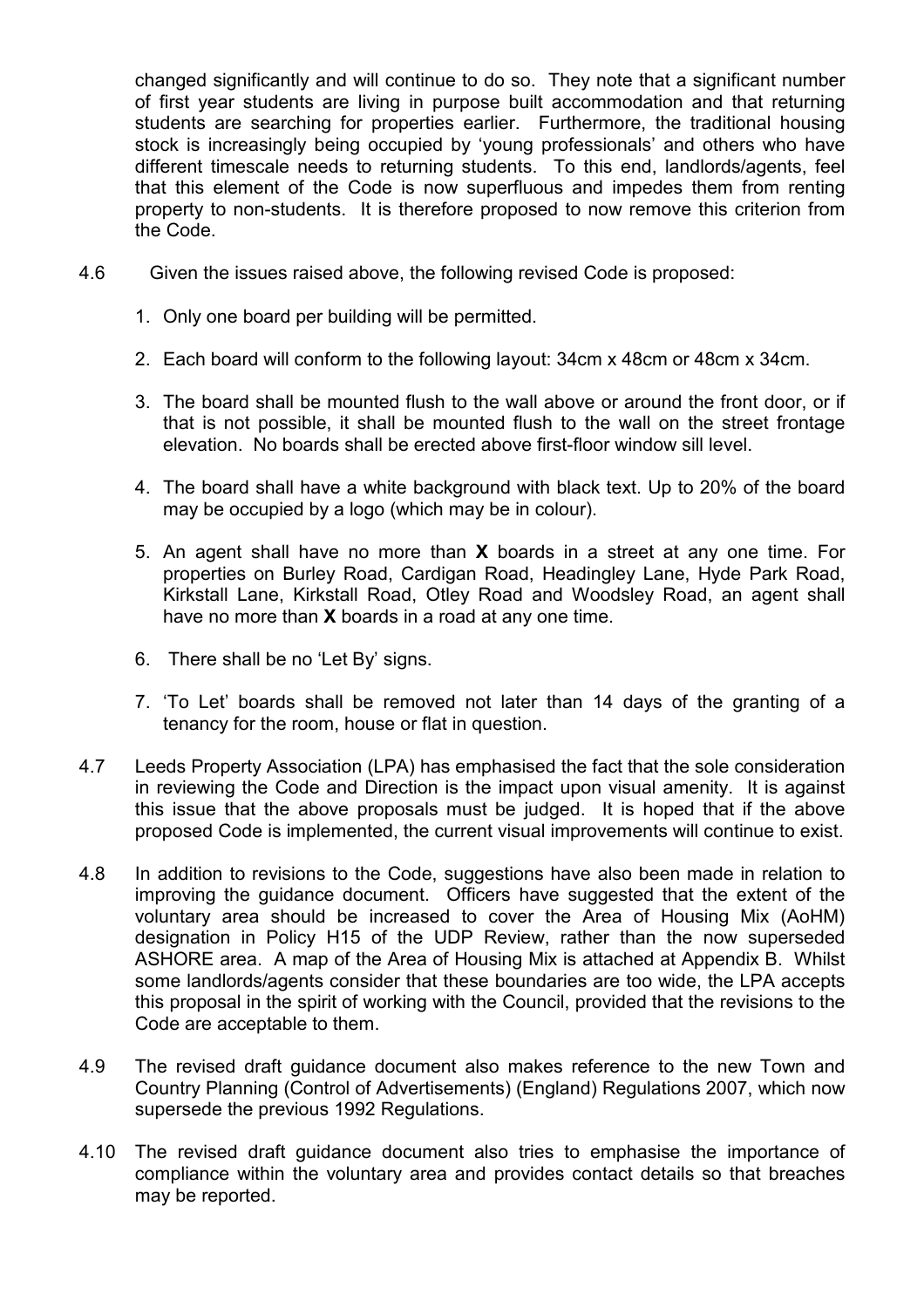changed significantly and will continue to do so. They note that a significant number of first year students are living in purpose built accommodation and that returning students are searching for properties earlier. Furthermore, the traditional housing stock is increasingly being occupied by 'young professionals' and others who have different timescale needs to returning students. To this end, landlords/agents, feel that this element of the Code is now superfluous and impedes them from renting property to non-students. It is therefore proposed to now remove this criterion from the Code.

4.6 Given the issues raised above, the following revised Code is proposed:

1. Only one board per building will be permitted.

2. Each board will conform to the following layout: 34cm x 48cm or 48cm x 34cm.

3. The board shall be mounted flush to the wall above or around the front door, or if that is not possible, it shall be mounted flush to the wall on the street frontage elevation. No boards shall be erected above first-floor window sill level.

4. The board shall have a white background with black text. Up to 20% of the board may be occupied by a logo (which may be in colour).

5. An agent shall have no more than **X** boards in a street at any one time. For properties on Burley Road, Cardigan Road, Headingley Lane, Hyde Park Road, Kirkstall Lane, Kirkstall Road, Otley Road and Woodsley Road, an agent shall have no more than **X** boards in a road at any one time.

6. There shall be no 'Let By' signs.

7. 'To Let' boards shall be removed not later than 14 days of the granting of a tenancy for the room, house or flat in question.

4.7 Leeds Property Association (LPA) has emphasised the fact that the sole consideration in reviewing the Code and Direction is the impact upon visual amenity. It is against this issue that the above proposals must be judged. It is hoped that if the above proposed Code is implemented, the current visual improvements will continue to exist.

4.8 In addition to revisions to the Code, suggestions have also been made in relation to improving the guidance document. Officers have suggested that the extent of the voluntary area should be increased to cover the Area of Housing Mix (AoHM) designation in Policy H15 of the UDP Review, rather than the now superseded ASHORE area. A map of the Area of Housing Mix is attached at Appendix B. Whilst some landlords/agents consider that these boundaries are too wide, the LPA accepts this proposal in the spirit of working with the Council, provided that the revisions to the Code are acceptable to them.

4.9 The revised draft guidance document also makes reference to the new Town and Country Planning (Control of Advertisements) (England) Regulations 2007, which now supersede the previous 1992 Regulations.

4.10 The revised draft guidance document also tries to emphasise the importance of compliance within the voluntary area and provides contact details so that breaches may be reported.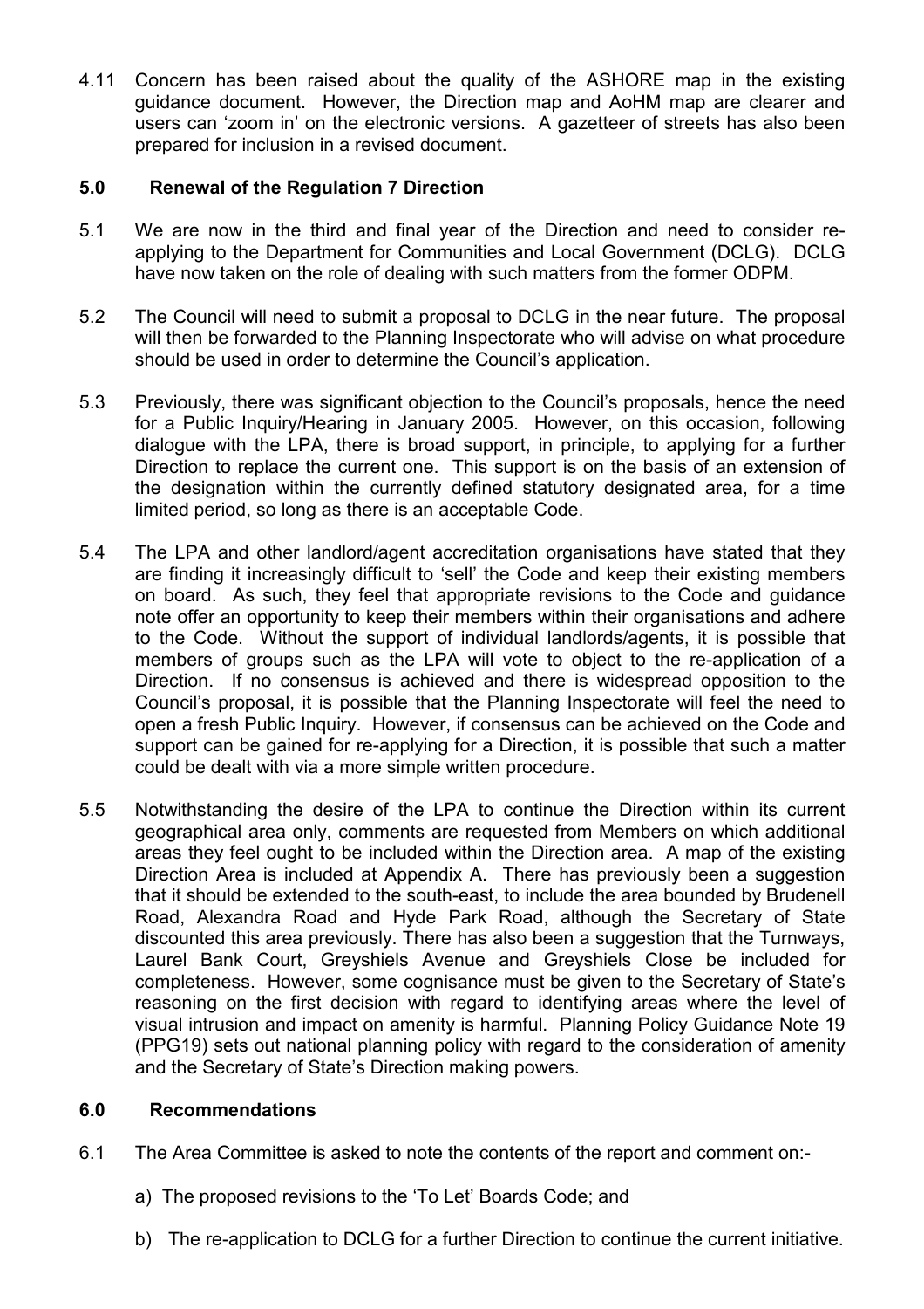4.11 Concern has been raised about the quality of the ASHORE map in the existing guidance document. However, the Direction map and AoHM map are clearer and users can 'zoom in' on the electronic versions. A gazetteer of streets has also been prepared for inclusion in a revised document.

## 5.0 Renewal of the Regulation 7 Direction

5.1 We are now in the third and final year of the Direction and need to consider re-applying to the Department for Communities and Local Government (DCLG). DCLG have now taken on the role of dealing with such matters from the former ODPM.

5.2 The Council will need to submit a proposal to DCLG in the near future. The proposal will then be forwarded to the Planning Inspectorate who will advise on what procedure should be used in order to determine the Council's application.

5.3 Previously, there was significant objection to the Council's proposals, hence the need for a Public Inquiry/Hearing in January 2005. However, on this occasion, following dialogue with the LPA, there is broad support, in principle, to applying for a further Direction to replace the current one. This support is on the basis of an extension of the designation within the currently defined statutory designated area, for a time limited period, so long as there is an acceptable Code.

5.4 The LPA and other landlord/agent accreditation organisations have stated that they are finding it increasingly difficult to 'sell' the Code and keep their existing members on board. As such, they feel that appropriate revisions to the Code and guidance note offer an opportunity to keep their members within their organisations and adhere to the Code. Without the support of individual landlords/agents, it is possible that members of groups such as the LPA will vote to object to the re-application of a Direction. If no consensus is achieved and there is widespread opposition to the Council's proposal, it is possible that the Planning Inspectorate will feel the need to open a fresh Public Inquiry. However, if consensus can be achieved on the Code and support can be gained for re-applying for a Direction, it is possible that such a matter could be dealt with via a more simple written procedure.

5.5 Notwithstanding the desire of the LPA to continue the Direction within its current geographical area only, comments are requested from Members on which additional areas they feel ought to be included within the Direction area. A map of the existing Direction Area is included at Appendix A. There has previously been a suggestion that it should be extended to the south-east, to include the area bounded by Brudenell Road, Alexandra Road and Hyde Park Road, although the Secretary of State discounted this area previously. There has also been a suggestion that the Turnways, Laurel Bank Court, Greyshiels Avenue and Greyshiels Close be included for completeness. However, some cognisance must be given to the Secretary of State's reasoning on the first decision with regard to identifying areas where the level of visual intrusion and impact on amenity is harmful. Planning Policy Guidance Note 19 (PPG19) sets out national planning policy with regard to the consideration of amenity and the Secretary of State's Direction making powers.

## 6.0 Recommendations

6.1 The Area Committee is asked to note the contents of the report and comment on:-

a) The proposed revisions to the 'To Let' Boards Code; and

b) The re-application to DCLG for a further Direction to continue the current initiative.